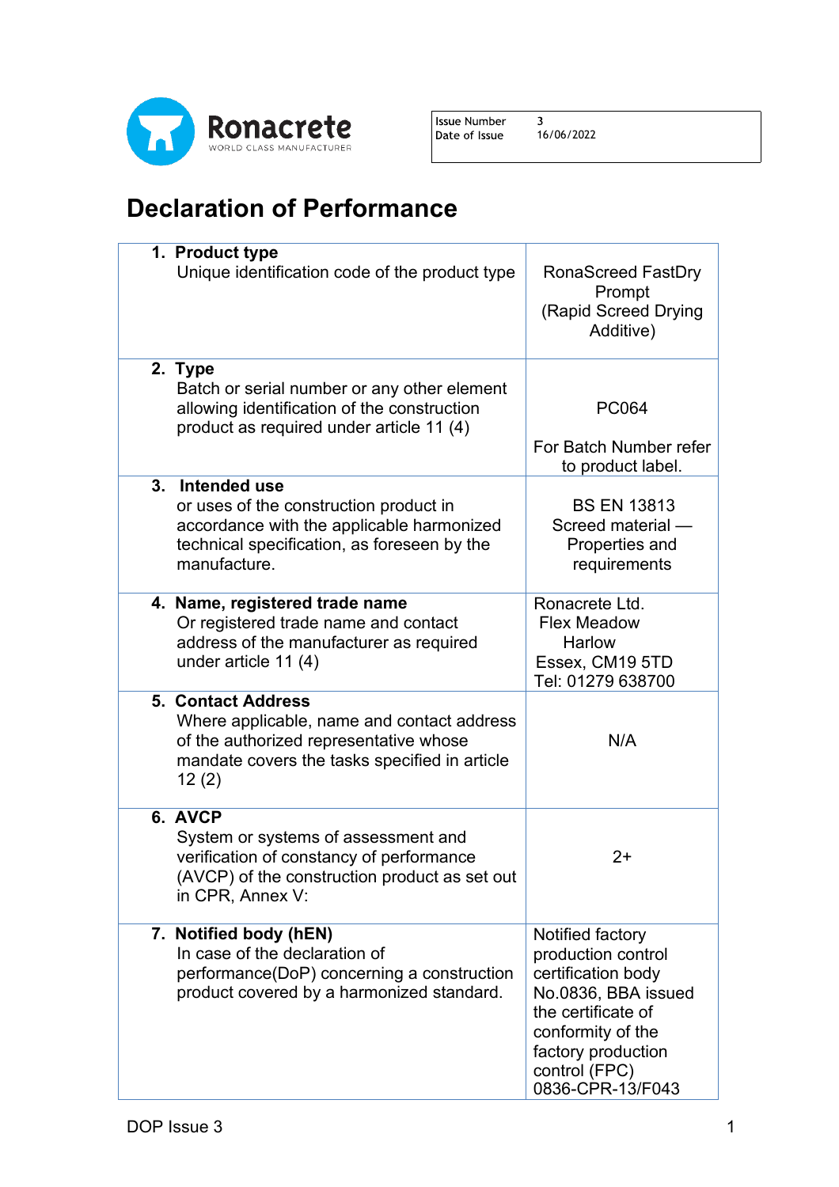Ronacrete
WORLD CLASS MANUFACTURER

| Issue Number | 3 |
|---|---|
| Date of Issue | 16/06/2022 |

# Declaration of Performance

| | |
|---|---|
| **1. Product type**<br>Unique identification code of the product type | RonaScreed FastDry Prompt<br>(Rapid Screed Drying Additive) |
| **2. Type**<br>Batch or serial number or any other element allowing identification of the construction product as required under article 11 (4) | PC064<br><br>For Batch Number refer to product label. |
| **3. Intended use**<br>or uses of the construction product in accordance with the applicable harmonized technical specification, as foreseen by the manufacture. | BS EN 13813<br>Screed material — Properties and requirements |
| **4. Name, registered trade name**<br>Or registered trade name and contact address of the manufacturer as required under article 11 (4) | Ronacrete Ltd.<br>Flex Meadow<br>Harlow<br>Essex, CM19 5TD<br>Tel: 01279 638700 |
| **5. Contact Address**<br>Where applicable, name and contact address of the authorized representative whose mandate covers the tasks specified in article 12 (2) | N/A |
| **6. AVCP**<br>System or systems of assessment and verification of constancy of performance (AVCP) of the construction product as set out in CPR, Annex V: | 2+ |
| **7. Notified body (hEN)**<br>In case of the declaration of performance(DoP) concerning a construction product covered by a harmonized standard. | Notified factory production control certification body No.0836, BBA issued the certificate of conformity of the factory production control (FPC) 0836-CPR-13/F043 |

DOP Issue 3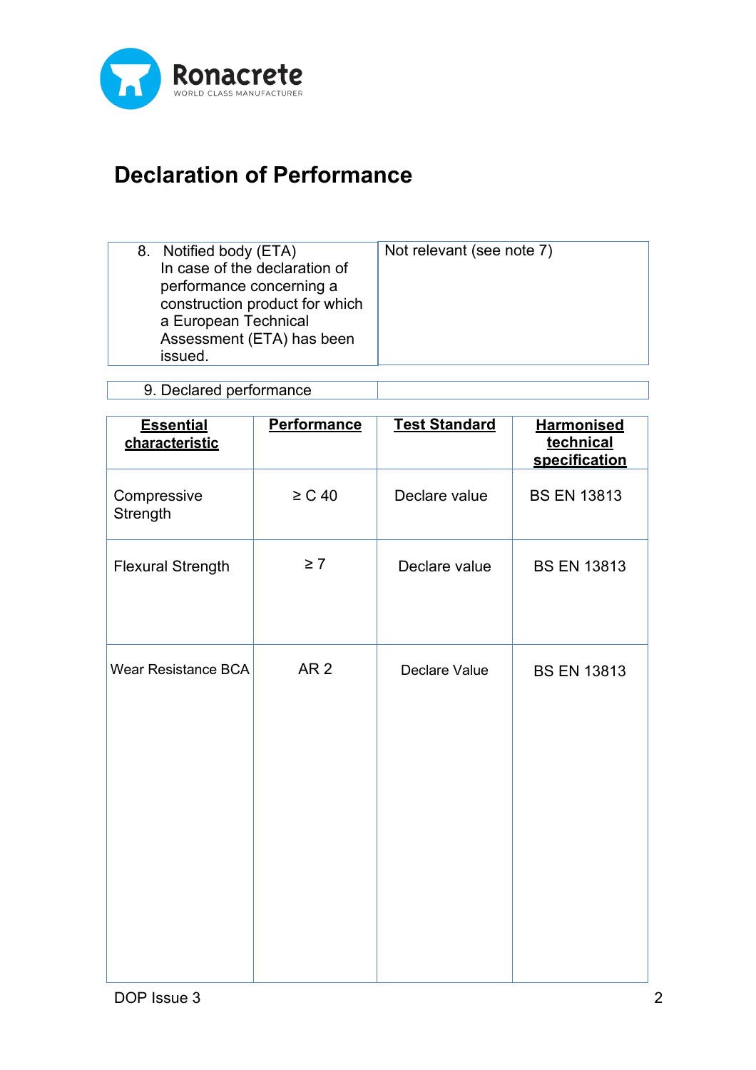# Declaration of Performance

| 8. Notified body (ETA) In case of the declaration of performance concerning a construction product for which a European Technical Assessment (ETA) has been issued. | Not relevant (see note 7) |
|---|---|

| 9. Declared performance | |
|---|---|

| **Essential characteristic** | **Performance** | **Test Standard** | **Harmonised technical specification** |
|---|---|---|---|
| Compressive Strength | ≥ C 40 | Declare value | BS EN 13813 |
| Flexural Strength | ≥ 7 | Declare value | BS EN 13813 |
| Wear Resistance BCA | AR 2 | Declare Value | BS EN 13813 |

DOP Issue 3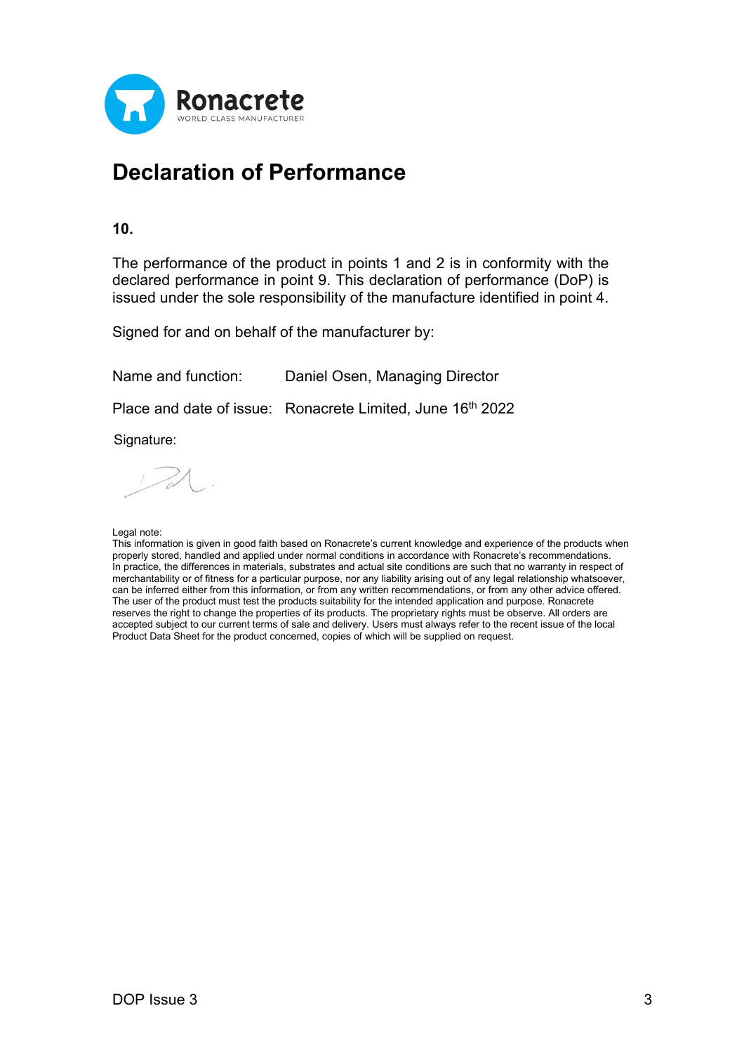Ronacrete
WORLD CLASS MANUFACTURER

# Declaration of Performance

**10.**

The performance of the product in points 1 and 2 is in conformity with the declared performance in point 9. This declaration of performance (DoP) is issued under the sole responsibility of the manufacture identified in point 4.

Signed for and on behalf of the manufacturer by:

Name and function: Daniel Osen, Managing Director

Place and date of issue: Ronacrete Limited, June 16th 2022

Signature:

Legal note:
This information is given in good faith based on Ronacrete's current knowledge and experience of the products when properly stored, handled and applied under normal conditions in accordance with Ronacrete's recommendations. In practice, the differences in materials, substrates and actual site conditions are such that no warranty in respect of merchantability or of fitness for a particular purpose, nor any liability arising out of any legal relationship whatsoever, can be inferred either from this information, or from any written recommendations, or from any other advice offered. The user of the product must test the products suitability for the intended application and purpose. Ronacrete reserves the right to change the properties of its products. The proprietary rights must be observe. All orders are accepted subject to our current terms of sale and delivery. Users must always refer to the recent issue of the local Product Data Sheet for the product concerned, copies of which will be supplied on request.

DOP Issue 3